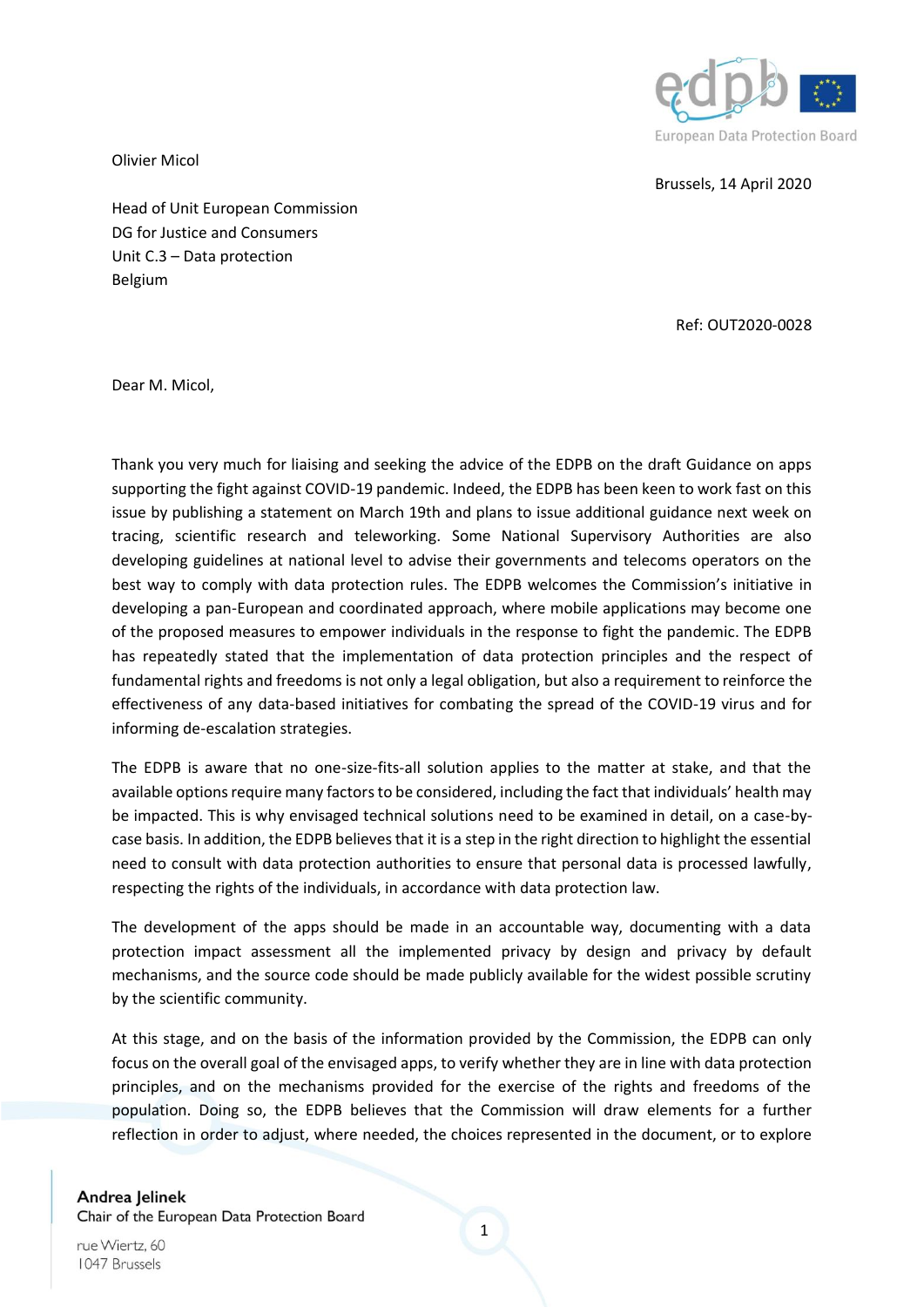Olivier Micol

Brussels, 14 April 2020

Head of Unit European Commission
DG for Justice and Consumers
Unit C.3 – Data protection
Belgium

Ref: OUT2020-0028

Dear M. Micol,

Thank you very much for liaising and seeking the advice of the EDPB on the draft Guidance on apps supporting the fight against COVID-19 pandemic. Indeed, the EDPB has been keen to work fast on this issue by publishing a statement on March 19th and plans to issue additional guidance next week on tracing, scientific research and teleworking. Some National Supervisory Authorities are also developing guidelines at national level to advise their governments and telecoms operators on the best way to comply with data protection rules. The EDPB welcomes the Commission's initiative in developing a pan-European and coordinated approach, where mobile applications may become one of the proposed measures to empower individuals in the response to fight the pandemic. The EDPB has repeatedly stated that the implementation of data protection principles and the respect of fundamental rights and freedoms is not only a legal obligation, but also a requirement to reinforce the effectiveness of any data-based initiatives for combating the spread of the COVID-19 virus and for informing de-escalation strategies.

The EDPB is aware that no one-size-fits-all solution applies to the matter at stake, and that the available options require many factors to be considered, including the fact that individuals' health may be impacted. This is why envisaged technical solutions need to be examined in detail, on a case-by-case basis. In addition, the EDPB believes that it is a step in the right direction to highlight the essential need to consult with data protection authorities to ensure that personal data is processed lawfully, respecting the rights of the individuals, in accordance with data protection law.

The development of the apps should be made in an accountable way, documenting with a data protection impact assessment all the implemented privacy by design and privacy by default mechanisms, and the source code should be made publicly available for the widest possible scrutiny by the scientific community.

At this stage, and on the basis of the information provided by the Commission, the EDPB can only focus on the overall goal of the envisaged apps, to verify whether they are in line with data protection principles, and on the mechanisms provided for the exercise of the rights and freedoms of the population. Doing so, the EDPB believes that the Commission will draw elements for a further reflection in order to adjust, where needed, the choices represented in the document, or to explore

Andrea Jelinek
Chair of the European Data Protection Board

rue Wiertz, 60
1047 Brussels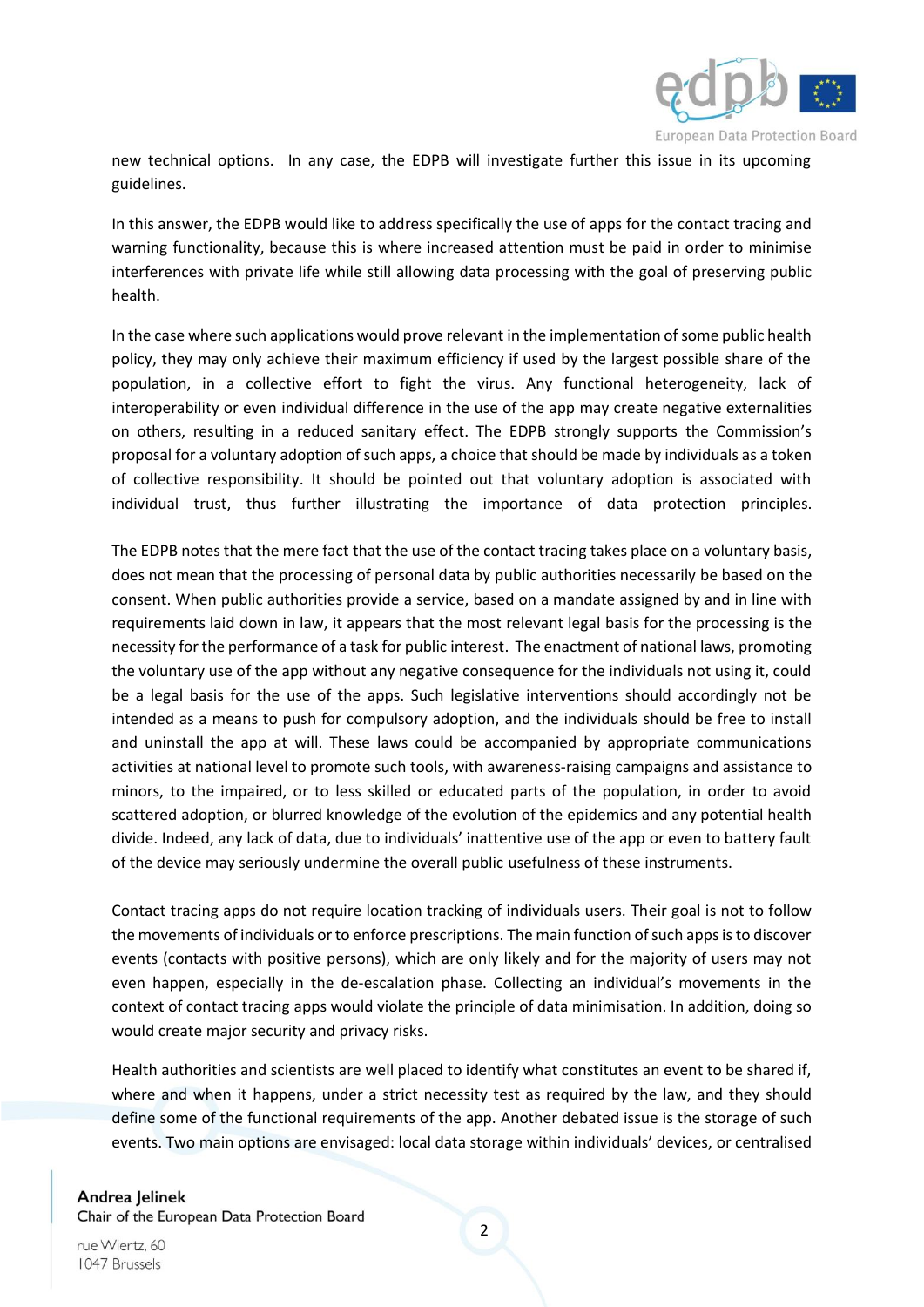new technical options. In any case, the EDPB will investigate further this issue in its upcoming guidelines.

In this answer, the EDPB would like to address specifically the use of apps for the contact tracing and warning functionality, because this is where increased attention must be paid in order to minimise interferences with private life while still allowing data processing with the goal of preserving public health.

In the case where such applications would prove relevant in the implementation of some public health policy, they may only achieve their maximum efficiency if used by the largest possible share of the population, in a collective effort to fight the virus. Any functional heterogeneity, lack of interoperability or even individual difference in the use of the app may create negative externalities on others, resulting in a reduced sanitary effect. The EDPB strongly supports the Commission's proposal for a voluntary adoption of such apps, a choice that should be made by individuals as a token of collective responsibility. It should be pointed out that voluntary adoption is associated with individual trust, thus further illustrating the importance of data protection principles.

The EDPB notes that the mere fact that the use of the contact tracing takes place on a voluntary basis, does not mean that the processing of personal data by public authorities necessarily be based on the consent. When public authorities provide a service, based on a mandate assigned by and in line with requirements laid down in law, it appears that the most relevant legal basis for the processing is the necessity for the performance of a task for public interest. The enactment of national laws, promoting the voluntary use of the app without any negative consequence for the individuals not using it, could be a legal basis for the use of the apps. Such legislative interventions should accordingly not be intended as a means to push for compulsory adoption, and the individuals should be free to install and uninstall the app at will. These laws could be accompanied by appropriate communications activities at national level to promote such tools, with awareness-raising campaigns and assistance to minors, to the impaired, or to less skilled or educated parts of the population, in order to avoid scattered adoption, or blurred knowledge of the evolution of the epidemics and any potential health divide. Indeed, any lack of data, due to individuals' inattentive use of the app or even to battery fault of the device may seriously undermine the overall public usefulness of these instruments.

Contact tracing apps do not require location tracking of individuals users. Their goal is not to follow the movements of individuals or to enforce prescriptions. The main function of such apps is to discover events (contacts with positive persons), which are only likely and for the majority of users may not even happen, especially in the de-escalation phase. Collecting an individual's movements in the context of contact tracing apps would violate the principle of data minimisation. In addition, doing so would create major security and privacy risks.

Health authorities and scientists are well placed to identify what constitutes an event to be shared if, where and when it happens, under a strict necessity test as required by the law, and they should define some of the functional requirements of the app. Another debated issue is the storage of such events. Two main options are envisaged: local data storage within individuals' devices, or centralised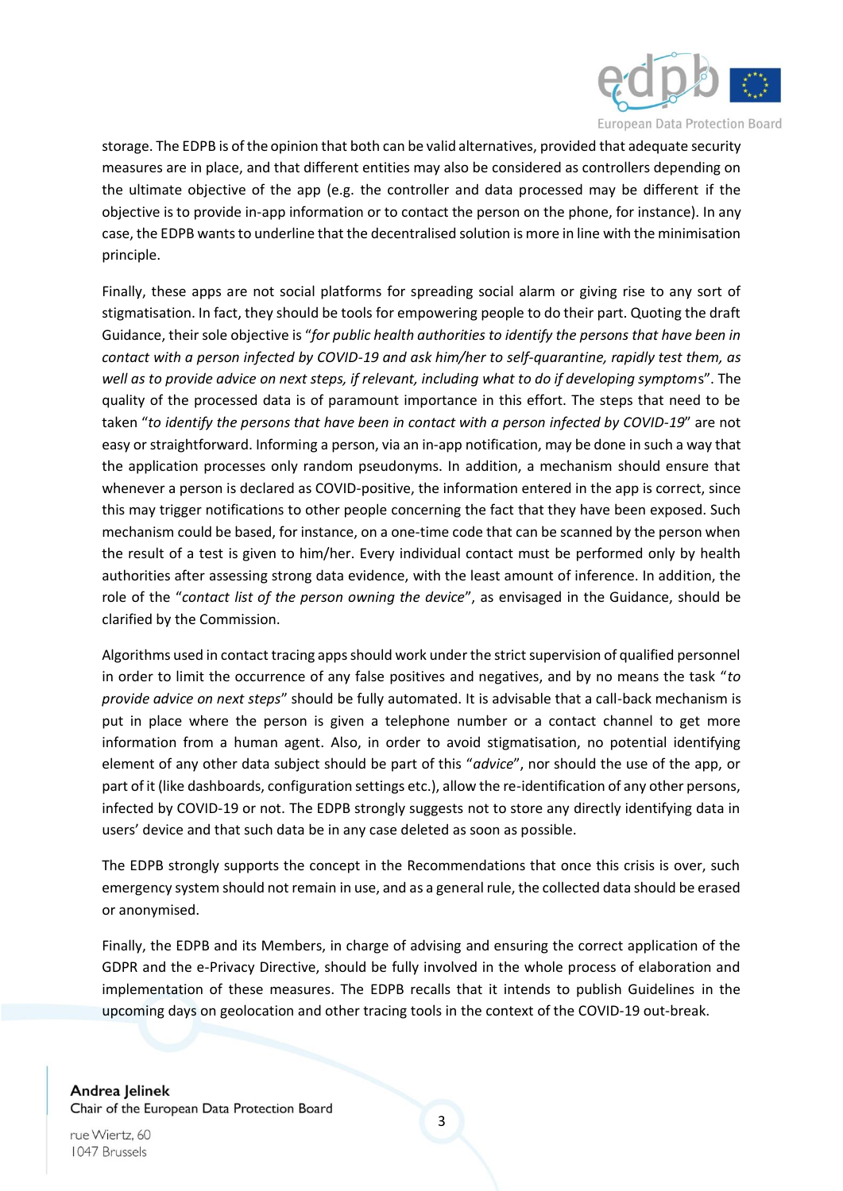storage. The EDPB is of the opinion that both can be valid alternatives, provided that adequate security measures are in place, and that different entities may also be considered as controllers depending on the ultimate objective of the app (e.g. the controller and data processed may be different if the objective is to provide in-app information or to contact the person on the phone, for instance). In any case, the EDPB wants to underline that the decentralised solution is more in line with the minimisation principle.

Finally, these apps are not social platforms for spreading social alarm or giving rise to any sort of stigmatisation. In fact, they should be tools for empowering people to do their part. Quoting the draft Guidance, their sole objective is "*for public health authorities to identify the persons that have been in contact with a person infected by COVID-19 and ask him/her to self-quarantine, rapidly test them, as well as to provide advice on next steps, if relevant, including what to do if developing symptoms*". The quality of the processed data is of paramount importance in this effort. The steps that need to be taken "*to identify the persons that have been in contact with a person infected by COVID-19*" are not easy or straightforward. Informing a person, via an in-app notification, may be done in such a way that the application processes only random pseudonyms. In addition, a mechanism should ensure that whenever a person is declared as COVID-positive, the information entered in the app is correct, since this may trigger notifications to other people concerning the fact that they have been exposed. Such mechanism could be based, for instance, on a one-time code that can be scanned by the person when the result of a test is given to him/her. Every individual contact must be performed only by health authorities after assessing strong data evidence, with the least amount of inference. In addition, the role of the "*contact list of the person owning the device*", as envisaged in the Guidance, should be clarified by the Commission.

Algorithms used in contact tracing apps should work under the strict supervision of qualified personnel in order to limit the occurrence of any false positives and negatives, and by no means the task "*to provide advice on next steps*" should be fully automated. It is advisable that a call-back mechanism is put in place where the person is given a telephone number or a contact channel to get more information from a human agent. Also, in order to avoid stigmatisation, no potential identifying element of any other data subject should be part of this "*advice*", nor should the use of the app, or part of it (like dashboards, configuration settings etc.), allow the re-identification of any other persons, infected by COVID-19 or not. The EDPB strongly suggests not to store any directly identifying data in users' device and that such data be in any case deleted as soon as possible.

The EDPB strongly supports the concept in the Recommendations that once this crisis is over, such emergency system should not remain in use, and as a general rule, the collected data should be erased or anonymised.

Finally, the EDPB and its Members, in charge of advising and ensuring the correct application of the GDPR and the e-Privacy Directive, should be fully involved in the whole process of elaboration and implementation of these measures. The EDPB recalls that it intends to publish Guidelines in the upcoming days on geolocation and other tracing tools in the context of the COVID-19 out-break.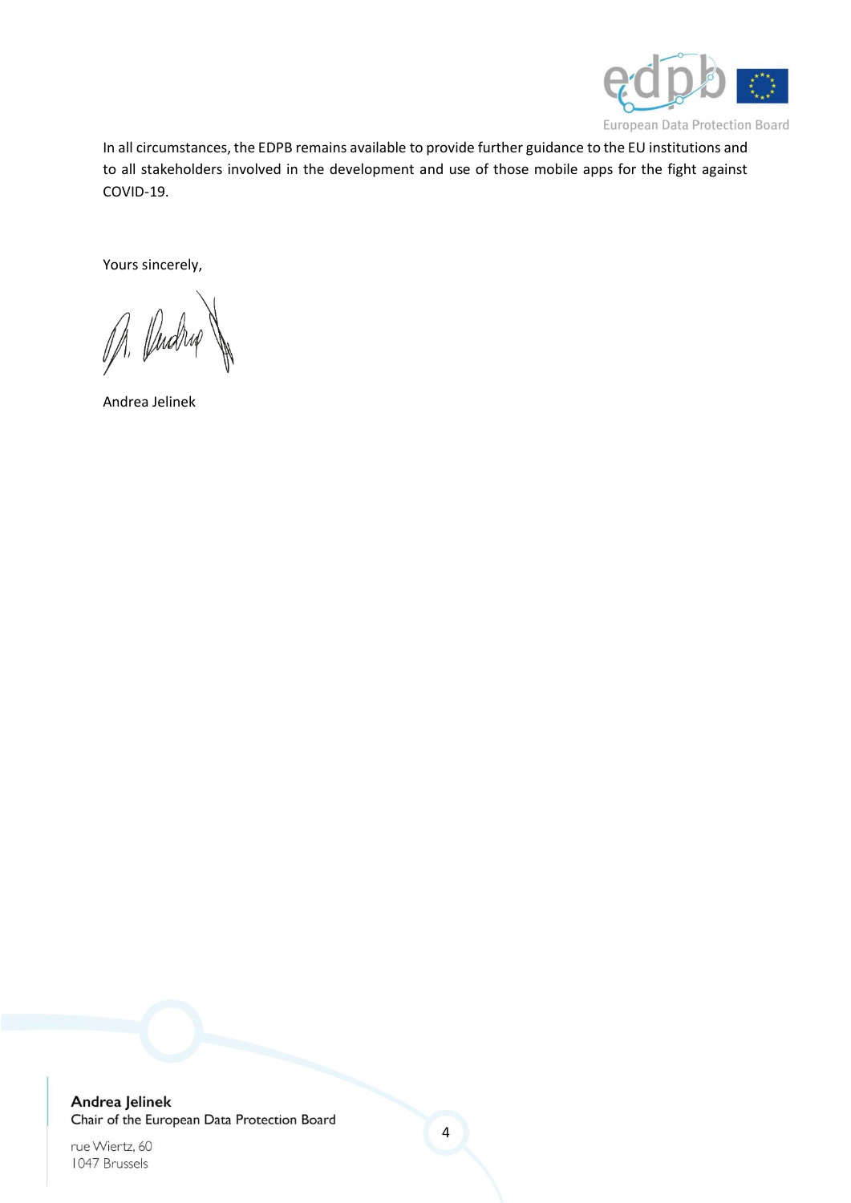In all circumstances, the EDPB remains available to provide further guidance to the EU institutions and to all stakeholders involved in the development and use of those mobile apps for the fight against COVID-19.

Yours sincerely,

Andrea Jelinek

**Andrea Jelinek**
Chair of the European Data Protection Board

rue Wiertz, 60
1047 Brussels